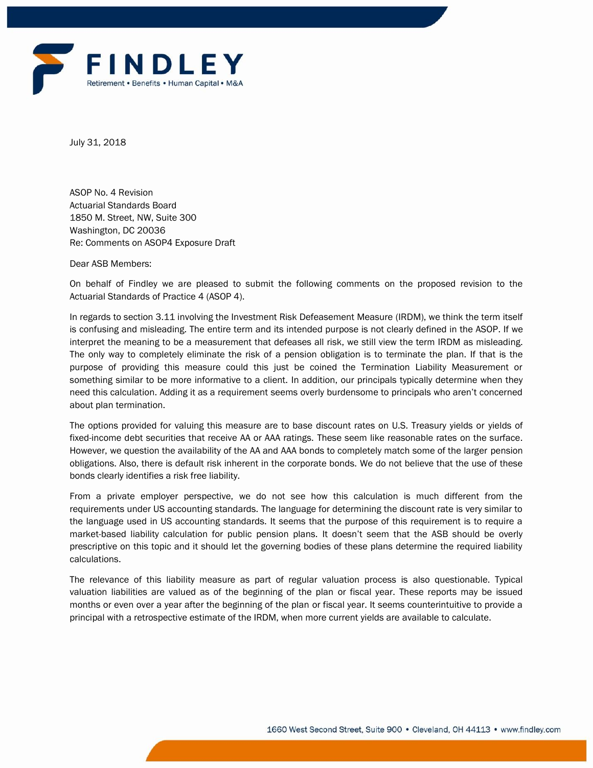FINDLEY

Retirement • Benefits • Human Capital • M&A

July 31, 2018

ASOP No. 4 Revision
Actuarial Standards Board
1850 M. Street, NW, Suite 300
Washington, DC 20036
Re: Comments on ASOP4 Exposure Draft

Dear ASB Members:

On behalf of Findley we are pleased to submit the following comments on the proposed revision to the Actuarial Standards of Practice 4 (ASOP 4).

In regards to section 3.11 involving the Investment Risk Defeasement Measure (IRDM), we think the term itself is confusing and misleading. The entire term and its intended purpose is not clearly defined in the ASOP. If we interpret the meaning to be a measurement that defeases all risk, we still view the term IRDM as misleading. The only way to completely eliminate the risk of a pension obligation is to terminate the plan. If that is the purpose of providing this measure could this just be coined the Termination Liability Measurement or something similar to be more informative to a client. In addition, our principals typically determine when they need this calculation. Adding it as a requirement seems overly burdensome to principals who aren't concerned about plan termination.

The options provided for valuing this measure are to base discount rates on U.S. Treasury yields or yields of fixed-income debt securities that receive AA or AAA ratings. These seem like reasonable rates on the surface. However, we question the availability of the AA and AAA bonds to completely match some of the larger pension obligations. Also, there is default risk inherent in the corporate bonds. We do not believe that the use of these bonds clearly identifies a risk free liability.

From a private employer perspective, we do not see how this calculation is much different from the requirements under US accounting standards. The language for determining the discount rate is very similar to the language used in US accounting standards. It seems that the purpose of this requirement is to require a market-based liability calculation for public pension plans. It doesn't seem that the ASB should be overly prescriptive on this topic and it should let the governing bodies of these plans determine the required liability calculations.

The relevance of this liability measure as part of regular valuation process is also questionable. Typical valuation liabilities are valued as of the beginning of the plan or fiscal year. These reports may be issued months or even over a year after the beginning of the plan or fiscal year. It seems counterintuitive to provide a principal with a retrospective estimate of the IRDM, when more current yields are available to calculate.

1660 West Second Street, Suite 900 • Cleveland, OH 44113 • www.findley.com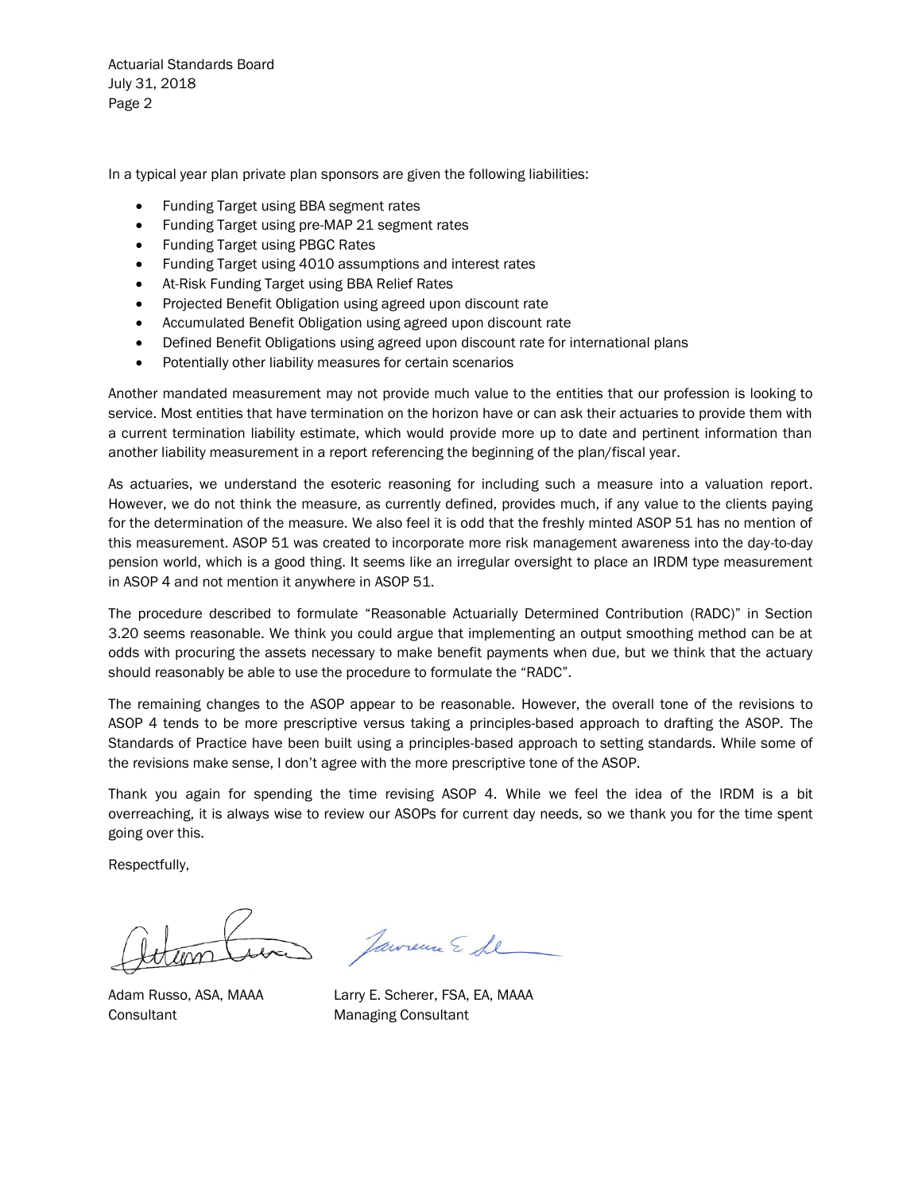In a typical year plan private plan sponsors are given the following liabilities:

- Funding Target using BBA segment rates
- Funding Target using pre-MAP 21 segment rates
- Funding Target using PBGC Rates
- Funding Target using 4010 assumptions and interest rates
- At-Risk Funding Target using BBA Relief Rates
- Projected Benefit Obligation using agreed upon discount rate
- Accumulated Benefit Obligation using agreed upon discount rate
- Defined Benefit Obligations using agreed upon discount rate for international plans
- Potentially other liability measures for certain scenarios

Another mandated measurement may not provide much value to the entities that our profession is looking to service. Most entities that have termination on the horizon have or can ask their actuaries to provide them with a current termination liability estimate, which would provide more up to date and pertinent information than another liability measurement in a report referencing the beginning of the plan/fiscal year.

As actuaries, we understand the esoteric reasoning for including such a measure into a valuation report. However, we do not think the measure, as currently defined, provides much, if any value to the clients paying for the determination of the measure. We also feel it is odd that the freshly minted ASOP 51 has no mention of this measurement. ASOP 51 was created to incorporate more risk management awareness into the day-to-day pension world, which is a good thing. It seems like an irregular oversight to place an IRDM type measurement in ASOP 4 and not mention it anywhere in ASOP 51.

The procedure described to formulate "Reasonable Actuarially Determined Contribution (RADC)" in Section 3.20 seems reasonable. We think you could argue that implementing an output smoothing method can be at odds with procuring the assets necessary to make benefit payments when due, but we think that the actuary should reasonably be able to use the procedure to formulate the "RADC".

The remaining changes to the ASOP appear to be reasonable. However, the overall tone of the revisions to ASOP 4 tends to be more prescriptive versus taking a principles-based approach to drafting the ASOP. The Standards of Practice have been built using a principles-based approach to setting standards. While some of the revisions make sense, I don't agree with the more prescriptive tone of the ASOP.

Thank you again for spending the time revising ASOP 4. While we feel the idea of the IRDM is a bit overreaching, it is always wise to review our ASOPs for current day needs, so we thank you for the time spent going over this.

Respectfully,

| | |
|---|---|
| Adam Russo, ASA, MAAA | Larry E. Scherer, FSA, EA, MAAA |
| Consultant | Managing Consultant |